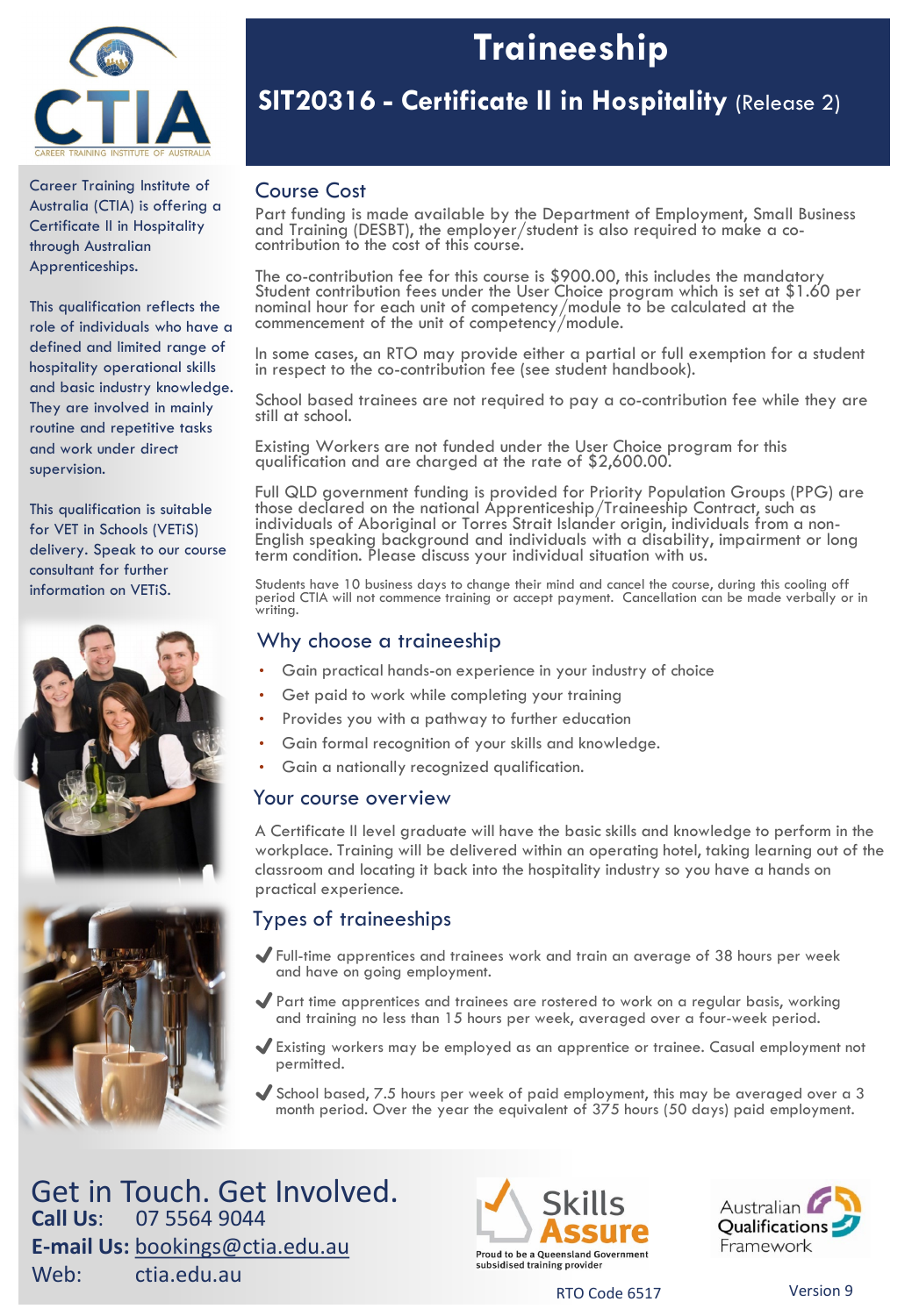# Traineeship

## SIT20316 - Certificate II in Hospitality (Release 2)

Career Training Institute of Australia (CTIA) is offering a Certificate II in Hospitality through Australian Apprenticeships.

This qualification reflects the role of individuals who have a defined and limited range of hospitality operational skills and basic industry knowledge. They are involved in mainly routine and repetitive tasks and work under direct supervision.

This qualification is suitable for VET in Schools (VETiS) delivery. Speak to our course consultant for further information on VETiS.

### Course Cost

Part funding is made available by the Department of Employment, Small Business and Training (DESBT), the employer/student is also required to make a co-contribution to the cost of this course.

The co-contribution fee for this course is $900.00, this includes the mandatory Student contribution fees under the User Choice program which is set at $1.60 per nominal hour for each unit of competency/module to be calculated at the commencement of the unit of competency/module.

In some cases, an RTO may provide either a partial or full exemption for a student in respect to the co-contribution fee (see student handbook).

School based trainees are not required to pay a co-contribution fee while they are still at school.

Existing Workers are not funded under the User Choice program for this qualification and are charged at the rate of $2,600.00.

Full QLD government funding is provided for Priority Population Groups (PPG) are those declared on the national Apprenticeship/Traineeship Contract, such as individuals of Aboriginal or Torres Strait Islander origin, individuals from a non-English speaking background and individuals with a disability, impairment or long term condition. Please discuss your individual situation with us.

Students have 10 business days to change their mind and cancel the course, during this cooling off period CTIA will not commence training or accept payment. Cancellation can be made verbally or in writing.

### Why choose a traineeship

- Gain practical hands-on experience in your industry of choice
- Get paid to work while completing your training
- Provides you with a pathway to further education
- Gain formal recognition of your skills and knowledge.
- Gain a nationally recognized qualification.

### Your course overview

A Certificate II level graduate will have the basic skills and knowledge to perform in the workplace. Training will be delivered within an operating hotel, taking learning out of the classroom and locating it back into the hospitality industry so you have a hands on practical experience.

### Types of traineeships

- ✔ Full-time apprentices and trainees work and train an average of 38 hours per week and have on going employment.
- ✔ Part time apprentices and trainees are rostered to work on a regular basis, working and training no less than 15 hours per week, averaged over a four-week period.
- ✔ Existing workers may be employed as an apprentice or trainee. Casual employment not permitted.
- ✔ School based, 7.5 hours per week of paid employment, this may be averaged over a 3 month period. Over the year the equivalent of 375 hours (50 days) paid employment.

## Get in Touch. Get Involved.

**Call Us**: 07 5564 9044

**E-mail Us:** bookings@ctia.edu.au

Web: ctia.edu.au

Skills Assure – Proud to be a Queensland Government subsidised training provider

Australian Qualifications Framework

RTO Code 6517

Version 9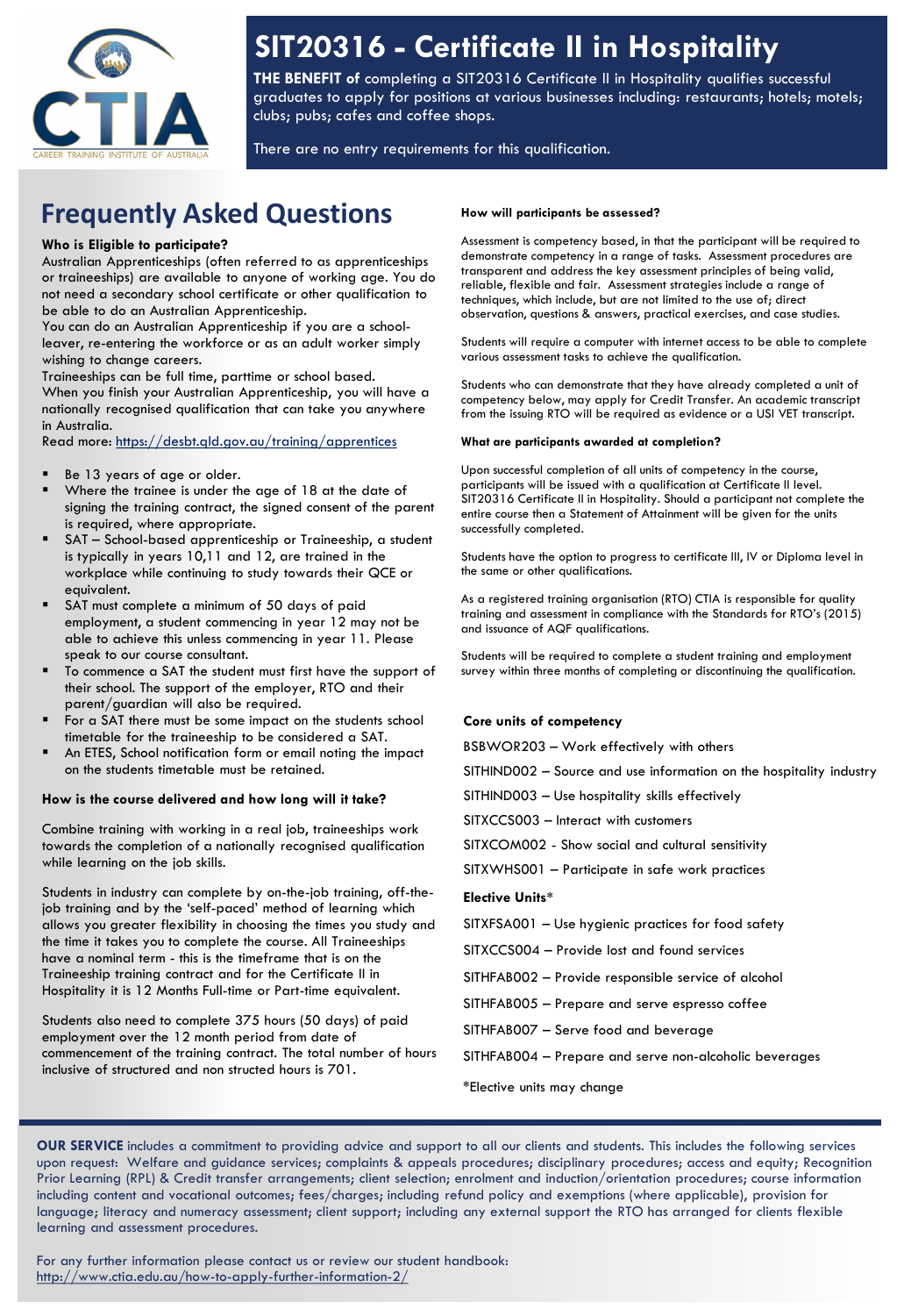# SIT20316 - Certificate II in Hospitality

**THE BENEFIT of** completing a SIT20316 Certificate II in Hospitality qualifies successful graduates to apply for positions at various businesses including: restaurants; hotels; motels; clubs; pubs; cafes and coffee shops.

There are no entry requirements for this qualification.

## Frequently Asked Questions

**Who is Eligible to participate?**

Australian Apprenticeships (often referred to as apprenticeships or traineeships) are available to anyone of working age. You do not need a secondary school certificate or other qualification to be able to do an Australian Apprenticeship.

You can do an Australian Apprenticeship if you are a school-leaver, re-entering the workforce or as an adult worker simply wishing to change careers.

Traineeships can be full time, parttime or school based.

When you finish your Australian Apprenticeship, you will have a nationally recognised qualification that can take you anywhere in Australia.

Read more: https://desbt.qld.gov.au/training/apprentices

- Be 13 years of age or older.
- Where the trainee is under the age of 18 at the date of signing the training contract, the signed consent of the parent is required, where appropriate.
- SAT – School-based apprenticeship or Traineeship, a student is typically in years 10,11 and 12, are trained in the workplace while continuing to study towards their QCE or equivalent.
- SAT must complete a minimum of 50 days of paid employment, a student commencing in year 12 may not be able to achieve this unless commencing in year 11. Please speak to our course consultant.
- To commence a SAT the student must first have the support of their school. The support of the employer, RTO and their parent/guardian will also be required.
- For a SAT there must be some impact on the students school timetable for the traineeship to be considered a SAT.
- An ETES, School notification form or email noting the impact on the students timetable must be retained.

**How is the course delivered and how long will it take?**

Combine training with working in a real job, traineeships work towards the completion of a nationally recognised qualification while learning on the job skills.

Students in industry can complete by on-the-job training, off-the-job training and by the 'self-paced' method of learning which allows you greater flexibility in choosing the times you study and the time it takes you to complete the course. All Traineeships have a nominal term - this is the timeframe that is on the Traineeship training contract and for the Certificate II in Hospitality it is 12 Months Full-time or Part-time equivalent.

Students also need to complete 375 hours (50 days) of paid employment over the 12 month period from date of commencement of the training contract. The total number of hours inclusive of structured and non structured hours is 701.

**How will participants be assessed?**

Assessment is competency based, in that the participant will be required to demonstrate competency in a range of tasks. Assessment procedures are transparent and address the key assessment principles of being valid, reliable, flexible and fair. Assessment strategies include a range of techniques, which include, but are not limited to the use of; direct observation, questions & answers, practical exercises, and case studies.

Students will require a computer with internet access to be able to complete various assessment tasks to achieve the qualification.

Students who can demonstrate that they have already completed a unit of competency below, may apply for Credit Transfer. An academic transcript from the issuing RTO will be required as evidence or a USI VET transcript.

**What are participants awarded at completion?**

Upon successful completion of all units of competency in the course, participants will be issued with a qualification at Certificate II level. SIT20316 Certificate II in Hospitality. Should a participant not complete the entire course then a Statement of Attainment will be given for the units successfully completed.

Students have the option to progress to certificate III, IV or Diploma level in the same or other qualifications.

As a registered training organisation (RTO) CTIA is responsible for quality training and assessment in compliance with the Standards for RTO's (2015) and issuance of AQF qualifications.

Students will be required to complete a student training and employment survey within three months of completing or discontinuing the qualification.

**Core units of competency**

BSBWOR203 – Work effectively with others

SITHIND002 – Source and use information on the hospitality industry

SITHIND003 – Use hospitality skills effectively

SITXCCS003 – Interact with customers

SITXCOM002 - Show social and cultural sensitivity

SITXWHS001 – Participate in safe work practices

**Elective Units***

SITXFSA001 – Use hygienic practices for food safety

SITXCCS004 – Provide lost and found services

SITHFAB002 – Provide responsible service of alcohol

SITHFAB005 – Prepare and serve espresso coffee

SITHFAB007 – Serve food and beverage

SITHFAB004 – Prepare and serve non-alcoholic beverages

*Elective units may change

**OUR SERVICE** includes a commitment to providing advice and support to all our clients and students. This includes the following services upon request: Welfare and guidance services; complaints & appeals procedures; disciplinary procedures; access and equity; Recognition Prior Learning (RPL) & Credit transfer arrangements; client selection; enrolment and induction/orientation procedures; course information including content and vocational outcomes; fees/charges; including refund policy and exemptions (where applicable), provision for language; literacy and numeracy assessment; client support; including any external support the RTO has arranged for clients flexible learning and assessment procedures.

For any further information please contact us or review our student handbook: http://www.ctia.edu.au/how-to-apply-further-information-2/